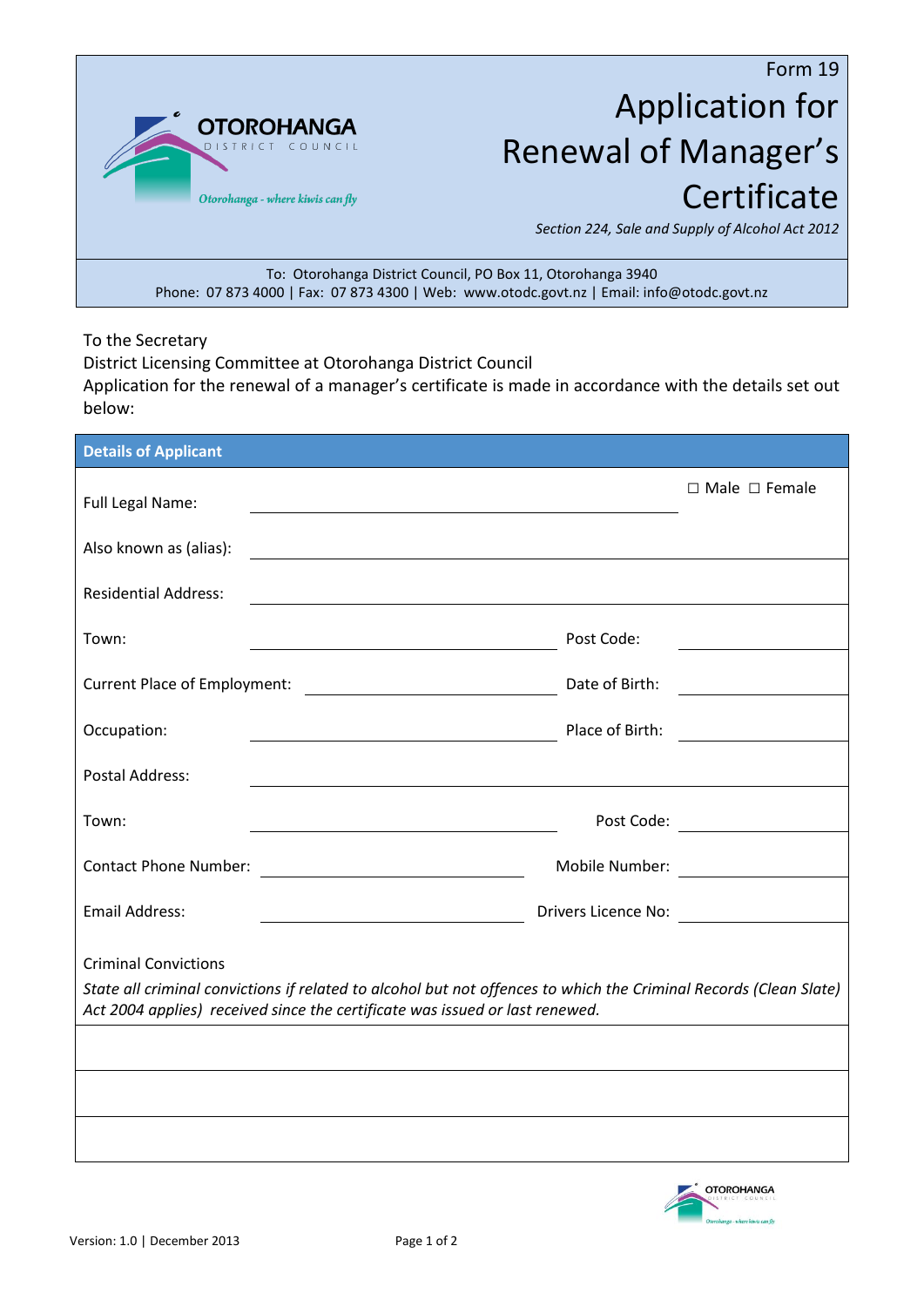Form 19

# Application for Renewal of Manager's Certificate

*Section 224, Sale and Supply of Alcohol Act 2012*

To: Otorohanga District Council, PO Box 11, Otorohanga 3940
Phone: 07 873 4000 | Fax: 07 873 4300 | Web: www.otodc.govt.nz | Email: info@otodc.govt.nz

To the Secretary
District Licensing Committee at Otorohanga District Council
Application for the renewal of a manager's certificate is made in accordance with the details set out below:

## Details of Applicant

| | | | |
|---|---|---|---|
| Full Legal Name: | | ☐ Male ☐ Female | |
| Also known as (alias): | | | |
| Residential Address: | | | |
| Town: | | Post Code: | |
| Current Place of Employment: | | Date of Birth: | |
| Occupation: | | Place of Birth: | |
| Postal Address: | | | |
| Town: | | Post Code: | |
| Contact Phone Number: | | Mobile Number: | |
| Email Address: | | Drivers Licence No: | |

Criminal Convictions

*State all criminal convictions if related to alcohol but not offences to which the Criminal Records (Clean Slate) Act 2004 applies) received since the certificate was issued or last renewed.*

| |
|---|
| |
| |
| |

Version: 1.0 | December 2013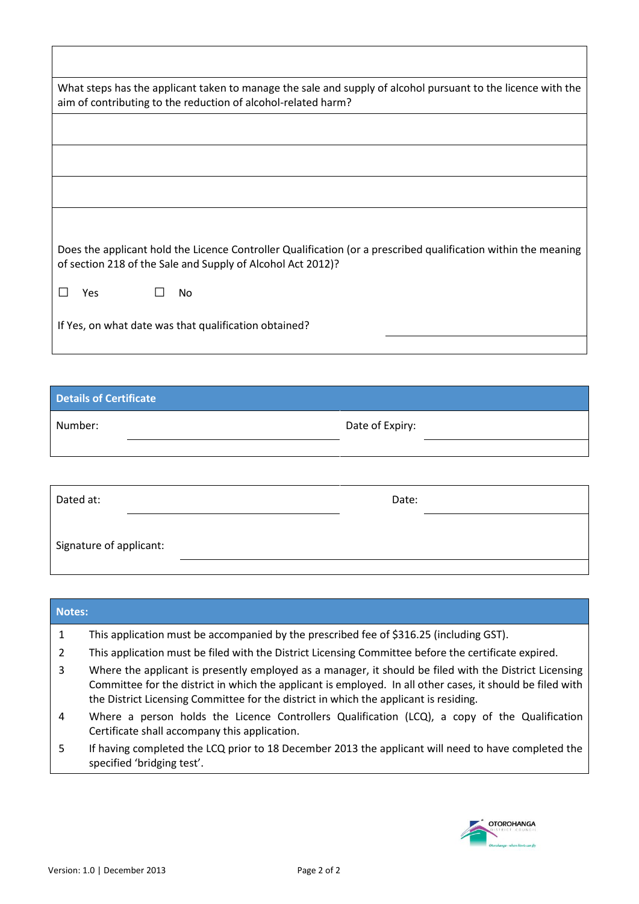What steps has the applicant taken to manage the sale and supply of alcohol pursuant to the licence with the aim of contributing to the reduction of alcohol-related harm?

Does the applicant hold the Licence Controller Qualification (or a prescribed qualification within the meaning of section 218 of the Sale and Supply of Alcohol Act 2012)?

☐ Yes ☐ No

If Yes, on what date was that qualification obtained? ____________________

**Details of Certificate**

| | |
|---|---|
| Number: ____________________ | Date of Expiry: ____________________ |

| | |
|---|---|
| Dated at: ____________________ | Date: ____________________ |

Signature of applicant: ____________________

**Notes:**

1. This application must be accompanied by the prescribed fee of $316.25 (including GST).
2. This application must be filed with the District Licensing Committee before the certificate expired.
3. Where the applicant is presently employed as a manager, it should be filed with the District Licensing Committee for the district in which the applicant is employed. In all other cases, it should be filed with the District Licensing Committee for the district in which the applicant is residing.
4. Where a person holds the Licence Controllers Qualification (LCQ), a copy of the Qualification Certificate shall accompany this application.
5. If having completed the LCQ prior to 18 December 2013 the applicant will need to have completed the specified 'bridging test'.

OTOROHANGA DISTRICT COUNCIL

Version: 1.0 | December 2013